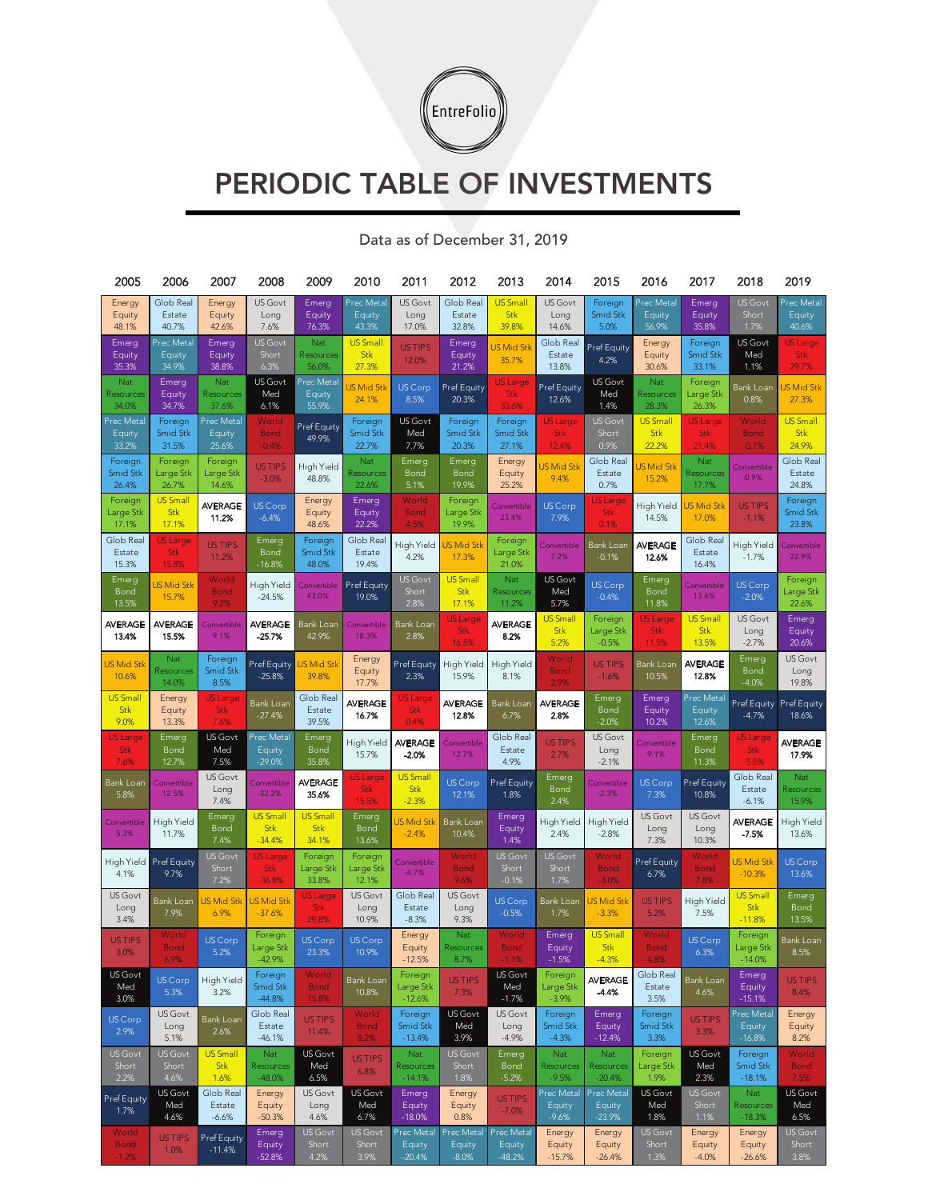# PERIODIC TABLE OF INVESTMENTS

Data as of December 31, 2019

| 2005 | 2006 | 2007 | 2008 | 2009 | 2010 | 2011 | 2012 | 2013 | 2014 | 2015 | 2016 | 2017 | 2018 | 2019 |
|---|---|---|---|---|---|---|---|---|---|---|---|---|---|---|
| Energy Equity 48.1% | Glob Real Estate 40.7% | Energy Equity 42.6% | US Govt Long 7.6% | Emerg Equity 76.3% | Prec Metal Equity 43.3% | US Govt Long 17.0% | Glob Real Estate 32.8% | US Small Stk 39.8% | US Govt Long 14.6% | Foreign Smid Stk 5.0% | Prec Metal Equity 56.9% | Emerg Equity 35.8% | US Govt Short 1.7% | Prec Metal Equity 40.6% |
| Emerg Equity 35.3% | Prec Metal Equity 34.9% | Emerg Equity 38.8% | US Govt Short 6.3% | Nat Resources 56.0% | US Small Stk 27.3% | US TIPS 12.0% | Emerg Equity 21.2% | US Mid Stk 35.7% | Glob Real Estate 13.8% | Pref Equity 4.2% | Energy Equity 30.6% | Foreign Smid Stk 33.1% | US Govt Med 1.1% | US Large Stk 29.7% |
| Nat Resources 34.0% | Emerg Equity 34.7% | Nat Resources 37.6% | US Govt Med 6.1% | Prec Metal Equity 55.9% | US Mid Stk 24.1% | US Corp 8.5% | Pref Equity 20.3% | US Large Stk 33.6% | Pref Equity 12.6% | US Govt Med 1.4% | Nat Resources 28.3% | Foreign Large Stk 26.3% | Bank Loan 0.8% | US Mid Stk 27.3% |
| Prec Metal Equity 33.2% | Foreign Smid Stk 31.5% | Prec Metal Equity 25.6% | World Bond -0.4% | Pref Equity 49.9% | Foreign Smid Stk 22.7% | US Govt Med 7.7% | Foreign Smid Stk 20.3% | Foreign Smid Stk 27.1% | US Large Stk 12.4% | US Govt Short 0.9% | US Small Stk 22.2% | US Large Stk 21.4% | World Bond -0.7% | US Small Stk 24.9% |
| Foreign Smid Stk 26.4% | Foreign Large Stk 26.7% | Foreign Large Stk 14.6% | US TIPS -3.0% | High Yield 48.8% | Nat Resources 22.6% | Emerg Bond 5.1% | Emerg Bond 19.9% | Energy Equity 25.2% | US Mid Stk 9.4% | Glob Real Estate 0.7% | US Mid Stk 15.2% | Nat Resources 17.7% | Convertible -0.9% | Glob Real Estate 24.8% |
| Foreign Large Stk 17.1% | US Small Stk 17.1% | AVERAGE 11.2% | US Corp -6.4% | Energy Equity 48.6% | Emerg Equity 22.2% | World Bond 4.5% | Foreign Large Stk 19.9% | Convertible 23.4% | US Corp 7.9% | US Large Stk 0.1% | High Yield 14.5% | US Mid Stk 17.0% | US TIPS -1.1% | Foreign Smid Stk 23.8% |
| Glob Real Estate 15.3% | US Large Stk 15.8% | US TIPS 11.2% | Emerg Bond -16.8% | Foreign Smid Stk 48.0% | Glob Real Estate 19.4% | High Yield 4.2% | US Mid Stk 17.3% | Foreign Large Stk 21.0% | Convertible 7.2% | Bank Loan -0.1% | AVERAGE 12.6% | Glob Real Estate 16.4% | High Yield -1.7% | Convertible 22.9% |
| Emerg Bond 13.5% | US Mid Stk 15.7% | World Bond 9.2% | High Yield -24.5% | Convertible 43.0% | Pref Equity 19.0% | US Govt Short 2.8% | US Small Stk 17.1% | Nat Resources 11.2% | US Govt Med 5.7% | US Corp -0.4% | Emerg Bond 11.8% | Convertible 13.6% | US Corp -2.0% | Foreign Large Stk 22.6% |
| AVERAGE 13.4% | AVERAGE 15.5% | Convertible 9.1% | AVERAGE -25.7% | Bank Loan 42.9% | Convertible 18.3% | Bank Loan 2.8% | US Large Stk 16.5% | AVERAGE 8.2% | US Small Stk 5.2% | Foreign Large Stk -0.5% | US Large Stk 11.5% | US Small Stk 13.5% | US Govt Long -2.7% | Emerg Equity 20.6% |
| US Mid Stk 10.6% | Nat Resources 14.0% | Foreign Smid Stk 8.5% | Pref Equity -25.8% | US Mid Stk 39.8% | Energy Equity 17.7% | Pref Equity 2.3% | High Yield 15.9% | High Yield 8.1% | World Bond 2.9% | US TIPS -1.6% | Bank Loan 10.5% | AVERAGE 12.8% | Emerg Bond -4.0% | US Govt Long 19.8% |
| US Small Stk 9.0% | Energy Equity 13.3% | US Large Stk 7.6% | Bank Loan -27.4% | Glob Real Estate 39.5% | AVERAGE 16.7% | US Large Stk 0.4% | AVERAGE 12.8% | Bank Loan 6.7% | AVERAGE 2.8% | Emerg Bond -2.0% | Emerg Equity 10.2% | Prec Metal Equity 12.6% | Pref Equity -4.7% | Pref Equity 18.6% |
| US Large Stk 7.6% | Emerg Bond 12.7% | US Govt Med 7.5% | Prec Metal Equity -29.0% | Emerg Bond 35.8% | High Yield 15.7% | AVERAGE -2.0% | Convertible 12.7% | Glob Real Estate 4.9% | US TIPS 2.7% | US Govt Long -2.1% | Convertible 9.1% | Emerg Bond 11.3% | US Large Stk -5.5% | AVERAGE 17.9% |
| Bank Loan 5.8% | Convertible 12.5% | US Govt Long 7.4% | Convertible -32.2% | AVERAGE 35.6% | US Large Stk 15.5% | US Small Stk -2.3% | US Corp 12.1% | Pref Equity 1.8% | Emerg Bond 2.4% | Convertible -2.3% | US Corp 7.3% | Pref Equity 10.8% | Glob Real Estate -6.1% | Nat Resources 15.9% |
| Convertible 5.3% | High Yield 11.7% | Emerg Bond 7.4% | US Small Stk -34.4% | US Small Stk 34.1% | Emerg Bond 13.6% | US Mid Stk -2.4% | Bank Loan 10.4% | Emerg Equity 1.4% | High Yield 2.4% | High Yield -2.8% | US Govt Long 7.3% | US Govt Long 10.3% | AVERAGE -7.5% | High Yield 13.6% |
| High Yield 4.1% | Pref Equity 9.7% | US Govt Short 7.2% | US Large Stk -36.8% | Foreign Large Stk 33.8% | Foreign Large Stk 12.1% | Convertible -4.7% | World Bond 9.6% | US Govt Short -0.1% | US Govt Short 1.7% | World Bond -3.0% | Pref Equity 6.7% | World Bond 7.8% | US Mid Stk -10.3% | US Corp 13.6% |
| US Govt Long 3.4% | Bank Loan 7.9% | US Mid Stk 6.9% | US Mid Stk -37.6% | US Large Stk 29.8% | US Govt Long 10.9% | Glob Real Estate -8.3% | US Govt Long 9.3% | US Corp -0.5% | Bank Loan 1.7% | US Mid Stk -3.3% | US TIPS 5.2% | High Yield 7.5% | US Small Stk -11.8% | Emerg Bond 13.5% |
| US TIPS 3.0% | World Bond 6.9% | US Corp 5.2% | Foreign Large Stk -42.9% | US Corp 23.3% | US Corp 10.9% | Energy Equity -12.5% | Nat Resources 8.7% | World Bond -1.1% | Emerg Equity -1.5% | US Small Stk -4.3% | World Bond 4.8% | US Corp 6.3% | Foreign Large Stk -14.0% | Bank Loan 8.5% |
| US Govt Med 3.0% | US Corp 5.3% | High Yield 3.2% | Foreign Smid Stk -44.8% | World Bond 15.8% | Bank Loan 10.8% | Foreign Large Stk -12.6% | US TIPS 7.3% | US Govt Med -1.7% | Foreign Large Stk -3.9% | AVERAGE -4.4% | Glob Real Estate 3.5% | Bank Loan 4.6% | Emerg Equity -15.1% | US TIPS 8.4% |
| US Corp 2.9% | US Govt Long 5.1% | Bank Loan 2.6% | Glob Real Estate -46.1% | US TIPS 11.4% | World Bond 8.2% | Foreign Smid Stk -13.4% | US Govt Med 3.9% | US Govt Long -4.9% | Foreign Smid Stk -4.3% | Emerg Equity -12.4% | Foreign Smid Stk 3.3% | US TIPS 3.3% | Prec Metal Equity -16.8% | Energy Equity 8.2% |
| US Govt Short 2.2% | US Govt Short 4.6% | US Small Stk 1.6% | Nat Resources -48.0% | US Govt Med 6.5% | US TIPS 6.8% | Nat Resources -14.1% | US Govt Short 1.8% | Emerg Bond -5.2% | Nat Resources -9.5% | Nat Resources -20.4% | Foreign Large Stk 1.9% | US Govt Med 2.3% | Foreign Smid Stk -18.1% | World Bond 7.5% |
| Pref Equity 1.7% | US Govt Med 4.6% | Glob Real Estate -6.6% | Energy Equity -50.3% | US Govt Long 4.6% | US Govt Med 6.7% | Emerg Equity -18.0% | Energy Equity 0.8% | US TIPS -7.0% | Prec Metal Equity -9.6% | Prec Metal Equity -23.9% | US Govt Med 1.8% | US Govt Short 1.1% | Nat Resources -18.3% | US Govt Med 6.5% |
| World Bond -1.2% | US TIPS 1.0% | Pref Equity -11.4% | Emerg Equity -52.8% | US Govt Short 4.2% | US Govt Short 3.9% | Prec Metal Equity -20.4% | Prec Metal Equity -8.0% | Prec Metal Equity -48.2% | Energy Equity -15.7% | Energy Equity -26.4% | US Govt Short 1.3% | Energy Equity -4.0% | Energy Equity -26.6% | US Govt Short 3.8% |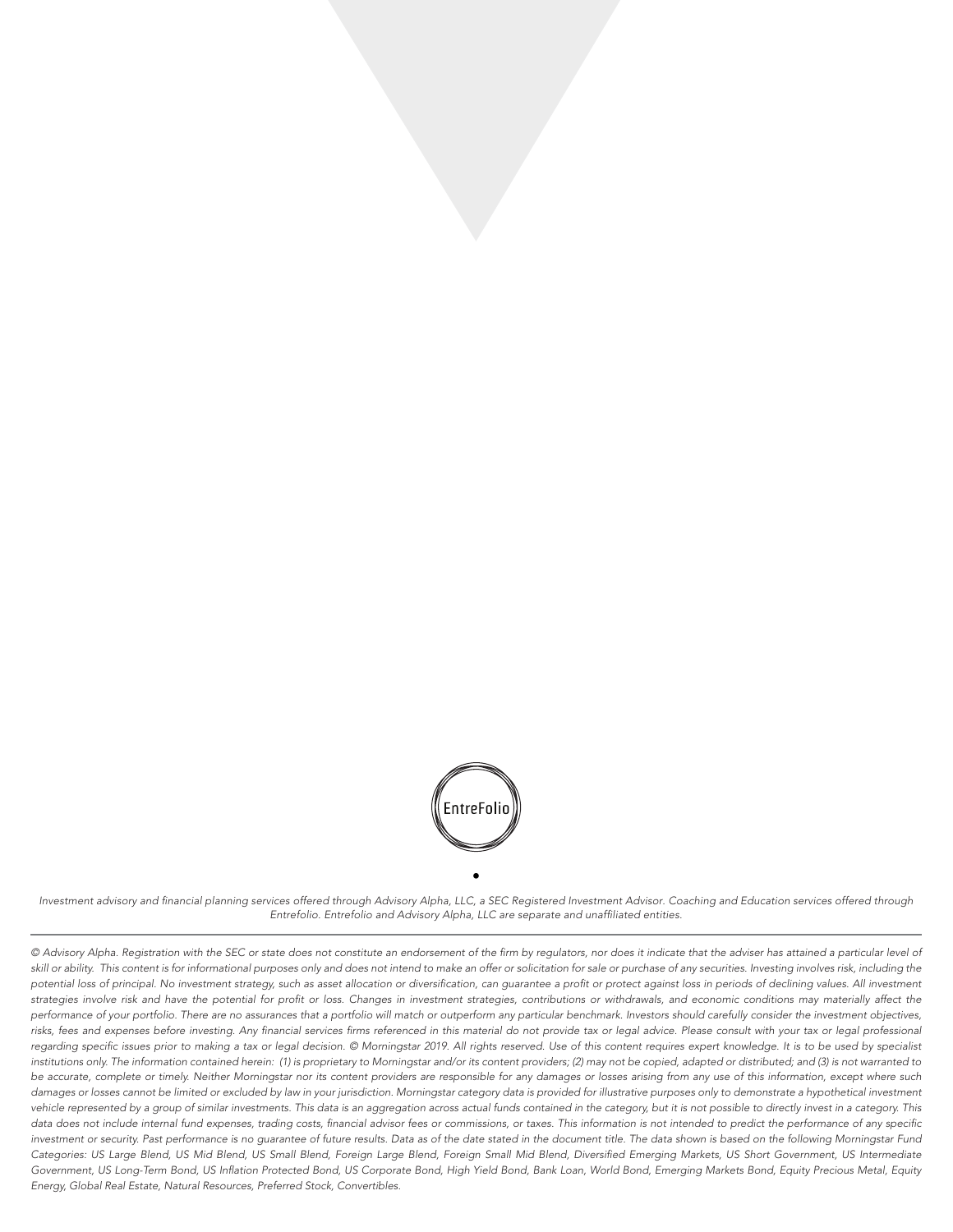EntreFolio

*Investment advisory and financial planning services offered through Advisory Alpha, LLC, a SEC Registered Investment Advisor. Coaching and Education services offered through Entrefolio. Entrefolio and Advisory Alpha, LLC are separate and unaffiliated entities.*

---

*© Advisory Alpha. Registration with the SEC or state does not constitute an endorsement of the firm by regulators, nor does it indicate that the adviser has attained a particular level of skill or ability. This content is for informational purposes only and does not intend to make an offer or solicitation for sale or purchase of any securities. Investing involves risk, including the potential loss of principal. No investment strategy, such as asset allocation or diversification, can guarantee a profit or protect against loss in periods of declining values. All investment strategies involve risk and have the potential for profit or loss. Changes in investment strategies, contributions or withdrawals, and economic conditions may materially affect the performance of your portfolio. There are no assurances that a portfolio will match or outperform any particular benchmark. Investors should carefully consider the investment objectives, risks, fees and expenses before investing. Any financial services firms referenced in this material do not provide tax or legal advice. Please consult with your tax or legal professional regarding specific issues prior to making a tax or legal decision. © Morningstar 2019. All rights reserved. Use of this content requires expert knowledge. It is to be used by specialist institutions only. The information contained herein: (1) is proprietary to Morningstar and/or its content providers; (2) may not be copied, adapted or distributed; and (3) is not warranted to be accurate, complete or timely. Neither Morningstar nor its content providers are responsible for any damages or losses arising from any use of this information, except where such damages or losses cannot be limited or excluded by law in your jurisdiction. Morningstar category data is provided for illustrative purposes only to demonstrate a hypothetical investment vehicle represented by a group of similar investments. This data is an aggregation across actual funds contained in the category, but it is not possible to directly invest in a category. This data does not include internal fund expenses, trading costs, financial advisor fees or commissions, or taxes. This information is not intended to predict the performance of any specific investment or security. Past performance is no guarantee of future results. Data as of the date stated in the document title. The data shown is based on the following Morningstar Fund Categories: US Large Blend, US Mid Blend, US Small Blend, Foreign Large Blend, Foreign Small Mid Blend, Diversified Emerging Markets, US Short Government, US Intermediate Government, US Long-Term Bond, US Inflation Protected Bond, US Corporate Bond, High Yield Bond, Bank Loan, World Bond, Emerging Markets Bond, Equity Precious Metal, Equity Energy, Global Real Estate, Natural Resources, Preferred Stock, Convertibles.*